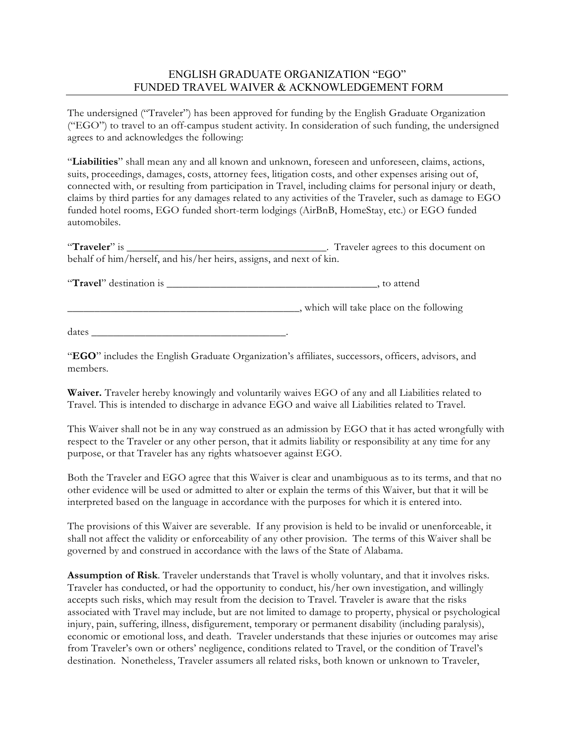# ENGLISH GRADUATE ORGANIZATION "EGO"
# FUNDED TRAVEL WAIVER & ACKNOWLEDGEMENT FORM

The undersigned ("Traveler") has been approved for funding by the English Graduate Organization ("EGO") to travel to an off-campus student activity. In consideration of such funding, the undersigned agrees to and acknowledges the following:

"**Liabilities**" shall mean any and all known and unknown, foreseen and unforeseen, claims, actions, suits, proceedings, damages, costs, attorney fees, litigation costs, and other expenses arising out of, connected with, or resulting from participation in Travel, including claims for personal injury or death, claims by third parties for any damages related to any activities of the Traveler, such as damage to EGO funded hotel rooms, EGO funded short-term lodgings (AirBnB, HomeStay, etc.) or EGO funded automobiles.

"**Traveler**" is ______________________________________. Traveler agrees to this document on behalf of him/herself, and his/her heirs, assigns, and next of kin.

"**Travel**" destination is ________________________________________, to attend

____________________________________________, which will take place on the following

dates ____________________________________.

"**EGO**" includes the English Graduate Organization's affiliates, successors, officers, advisors, and members.

**Waiver.** Traveler hereby knowingly and voluntarily waives EGO of any and all Liabilities related to Travel. This is intended to discharge in advance EGO and waive all Liabilities related to Travel.

This Waiver shall not be in any way construed as an admission by EGO that it has acted wrongfully with respect to the Traveler or any other person, that it admits liability or responsibility at any time for any purpose, or that Traveler has any rights whatsoever against EGO.

Both the Traveler and EGO agree that this Waiver is clear and unambiguous as to its terms, and that no other evidence will be used or admitted to alter or explain the terms of this Waiver, but that it will be interpreted based on the language in accordance with the purposes for which it is entered into.

The provisions of this Waiver are severable. If any provision is held to be invalid or unenforceable, it shall not affect the validity or enforceability of any other provision. The terms of this Waiver shall be governed by and construed in accordance with the laws of the State of Alabama.

**Assumption of Risk**. Traveler understands that Travel is wholly voluntary, and that it involves risks. Traveler has conducted, or had the opportunity to conduct, his/her own investigation, and willingly accepts such risks, which may result from the decision to Travel. Traveler is aware that the risks associated with Travel may include, but are not limited to damage to property, physical or psychological injury, pain, suffering, illness, disfigurement, temporary or permanent disability (including paralysis), economic or emotional loss, and death. Traveler understands that these injuries or outcomes may arise from Traveler's own or others' negligence, conditions related to Travel, or the condition of Travel's destination. Nonetheless, Traveler assumers all related risks, both known or unknown to Traveler,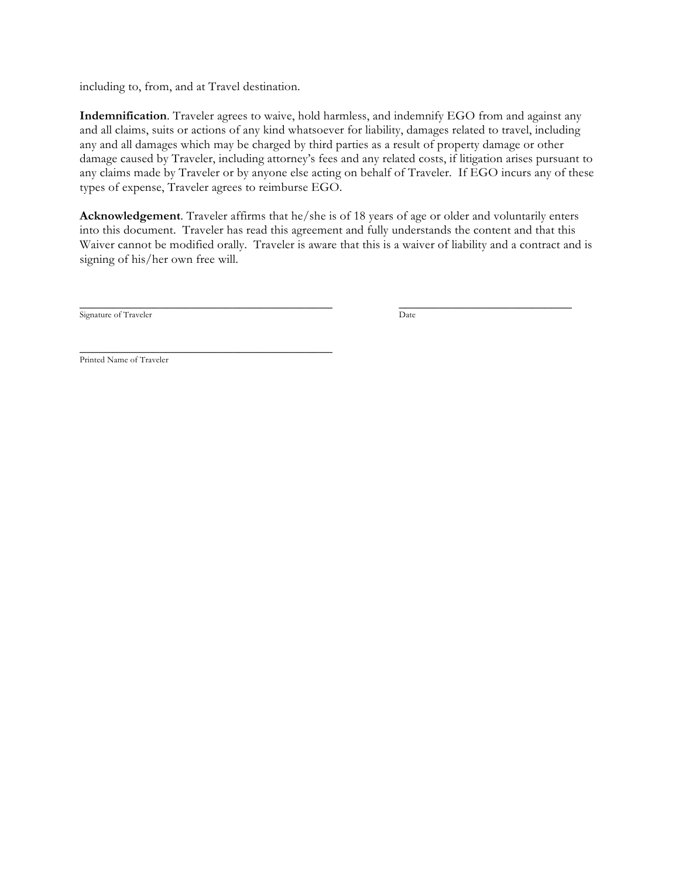including to, from, and at Travel destination.

**Indemnification**. Traveler agrees to waive, hold harmless, and indemnify EGO from and against any and all claims, suits or actions of any kind whatsoever for liability, damages related to travel, including any and all damages which may be charged by third parties as a result of property damage or other damage caused by Traveler, including attorney's fees and any related costs, if litigation arises pursuant to any claims made by Traveler or by anyone else acting on behalf of Traveler. If EGO incurs any of these types of expense, Traveler agrees to reimburse EGO.

**Acknowledgement**. Traveler affirms that he/she is of 18 years of age or older and voluntarily enters into this document. Traveler has read this agreement and fully understands the content and that this Waiver cannot be modified orally. Traveler is aware that this is a waiver of liability and a contract and is signing of his/her own free will.

_____________________________________________ _____________________________

Signature of Traveler Date

_____________________________________________

Printed Name of Traveler